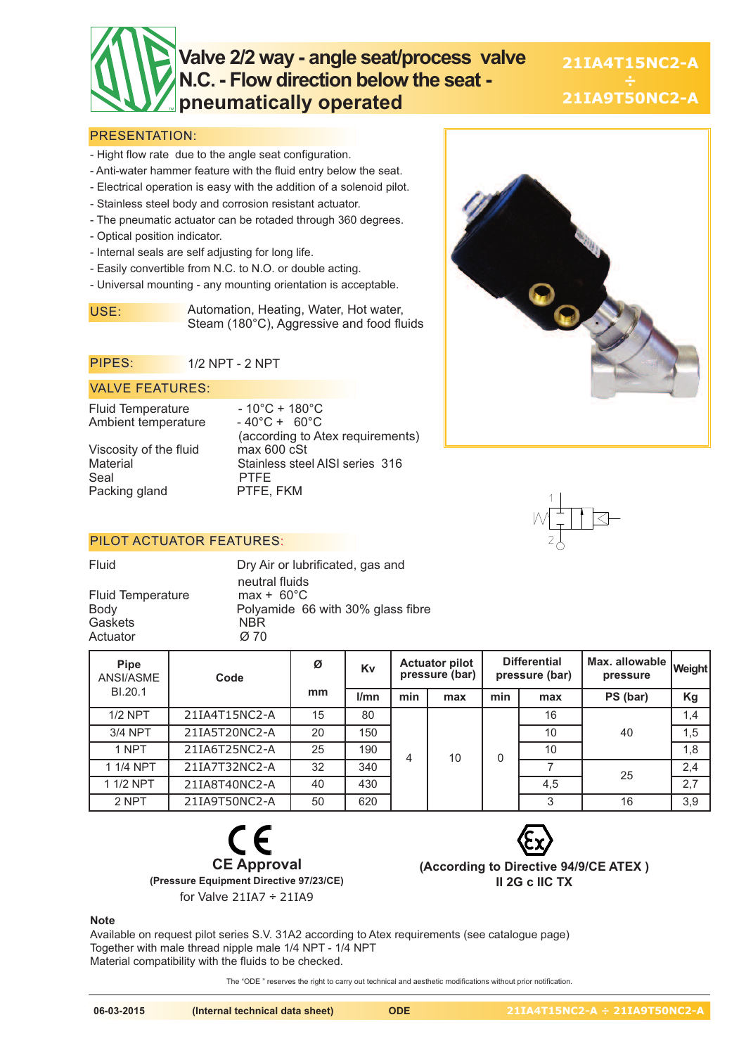# Valve 2/2 way - angle seat/process valve N.C. - Flow direction below the seat - pneumatically operated

**21IA4T15NC2-A ÷ 21IA9T50NC2-A**

## PRESENTATION:

- Hight flow rate due to the angle seat configuration.
- Anti-water hammer feature with the fluid entry below the seat.
- Electrical operation is easy with the addition of a solenoid pilot.
- Stainless steel body and corrosion resistant actuator.
- The pneumatic actuator can be rotaded through 360 degrees.
- Optical position indicator.
- Internal seals are self adjusting for long life.
- Easily convertible from N.C. to N.O. or double acting.
- Universal mounting - any mounting orientation is acceptable.

**USE:** Automation, Heating, Water, Hot water, Steam (180°C), Aggressive and food fluids

**PIPES:** 1/2 NPT - 2 NPT

## VALVE FEATURES:

| | |
|---|---|
| Fluid Temperature | - 10°C + 180°C |
| Ambient temperature | - 40°C + 60°C (according to Atex requirements) |
| Viscosity of the fluid | max 600 cSt |
| Material | Stainless steel AISI series 316 |
| Seal | PTFE |
| Packing gland | PTFE, FKM |

## PILOT ACTUATOR FEATURES:

| | |
|---|---|
| Fluid | Dry Air or lubrificated, gas and neutral fluids |
| Fluid Temperature | max + 60°C |
| Body | Polyamide 66 with 30% glass fibre |
| Gaskets | NBR |
| Actuator | Ø 70 |

| Pipe ANSI/ASME BI.20.1 | Code | Ø | Kv | Actuator pilot pressure (bar) | | Differential pressure (bar) | | Max. allowable pressure | Weight |
|---|---|---|---|---|---|---|---|---|---|
| | | mm | l/mn | min | max | min | max | PS (bar) | Kg |
| 1/2 NPT | 21IA4T15NC2-A | 15 | 80 | 4 | 10 | 0 | 16 | 40 | 1,4 |
| 3/4 NPT | 21IA5T20NC2-A | 20 | 150 | 4 | 10 | 0 | 10 | 40 | 1,5 |
| 1 NPT | 21IA6T25NC2-A | 25 | 190 | 4 | 10 | 0 | 10 | 40 | 1,8 |
| 1 1/4 NPT | 21IA7T32NC2-A | 32 | 340 | 4 | 10 | 0 | 7 | 25 | 2,4 |
| 1 1/2 NPT | 21IA8T40NC2-A | 40 | 430 | 4 | 10 | 0 | 4,5 | 25 | 2,7 |
| 2 NPT | 21IA9T50NC2-A | 50 | 620 | 4 | 10 | 0 | 3 | 16 | 3,9 |

**CE Approval**
**(Pressure Equipment Directive 97/23/CE)**
for Valve 21IA7 ÷ 21IA9

**(According to Directive 94/9/CE ATEX )**
**II 2G c IIC TX**

**Note**
Available on request pilot series S.V. 31A2 according to Atex requirements (see catalogue page)
Together with male thread nipple male 1/4 NPT - 1/4 NPT
Material compatibility with the fluids to be checked.

The "ODE " reserves the right to carry out technical and aesthetic modifications without prior notification.

06-03-2015 (Internal technical data sheet) ODE 21IA4T15NC2-A ÷ 21IA9T50NC2-A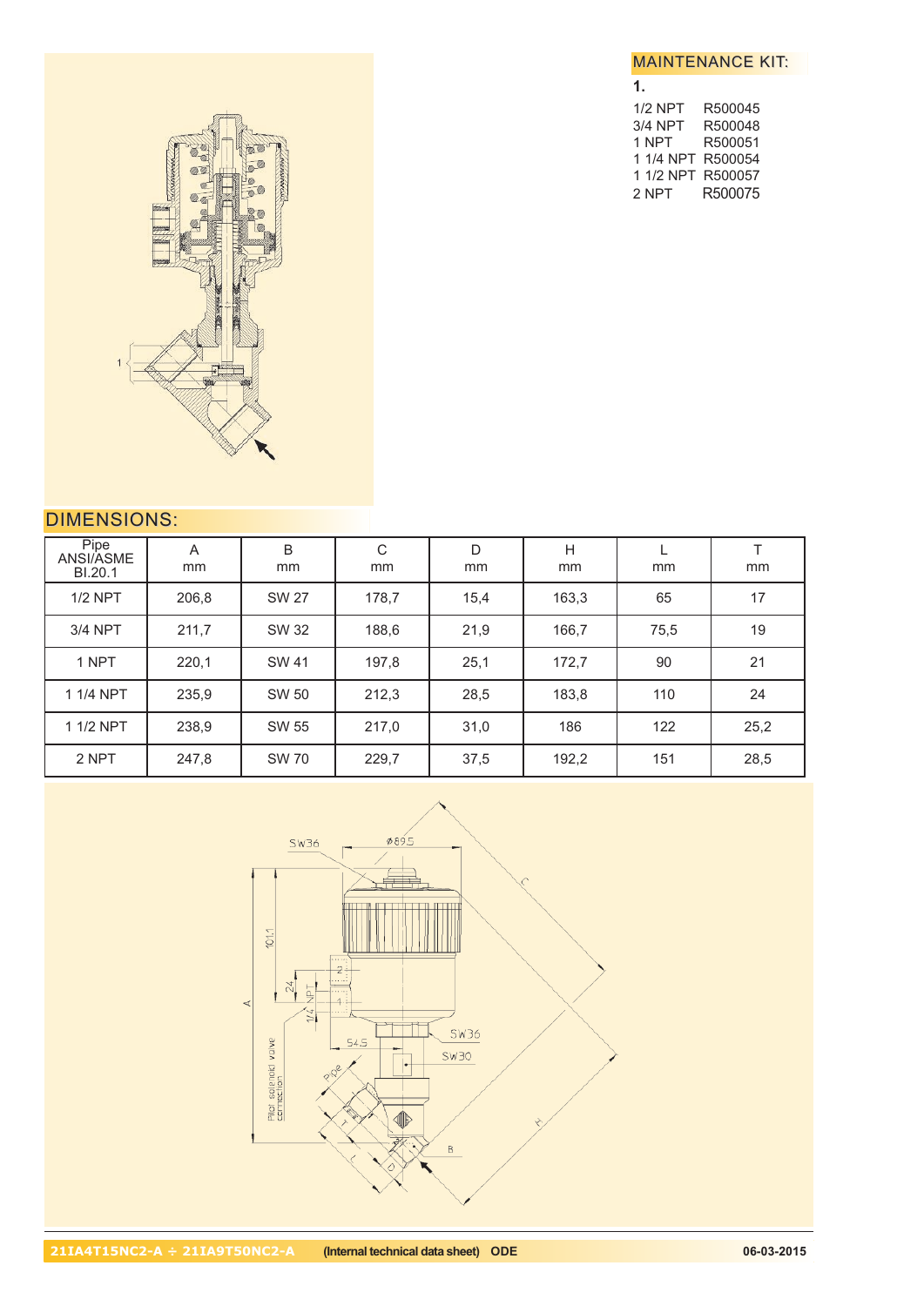## MAINTENANCE KIT:

**1.**

| | |
|---|---|
| 1/2 NPT | R500045 |
| 3/4 NPT | R500048 |
| 1 NPT | R500051 |
| 1 1/4 NPT | R500054 |
| 1 1/2 NPT | R500057 |
| 2 NPT | R500075 |

## DIMENSIONS:

| Pipe ANSI/ASME BI.20.1 | A mm | B mm | C mm | D mm | H mm | L mm | T mm |
|---|---|---|---|---|---|---|---|
| 1/2 NPT | 206,8 | SW 27 | 178,7 | 15,4 | 163,3 | 65 | 17 |
| 3/4 NPT | 211,7 | SW 32 | 188,6 | 21,9 | 166,7 | 75,5 | 19 |
| 1 NPT | 220,1 | SW 41 | 197,8 | 25,1 | 172,7 | 90 | 21 |
| 1 1/4 NPT | 235,9 | SW 50 | 212,3 | 28,5 | 183,8 | 110 | 24 |
| 1 1/2 NPT | 238,9 | SW 55 | 217,0 | 31,0 | 186 | 122 | 25,2 |
| 2 NPT | 247,8 | SW 70 | 229,7 | 37,5 | 192,2 | 151 | 28,5 |

SW36
Ø89.5
101,1
24
1/4 NPT
2
1
54.5
SW36
SW30
Pilot solenoid valve connection
Pipe
A
B
C
D
H
L
T

**21IA4T15NC2-A ÷ 21IA9T50NC2-A** **(Internal technical data sheet) ODE** **06-03-2015**